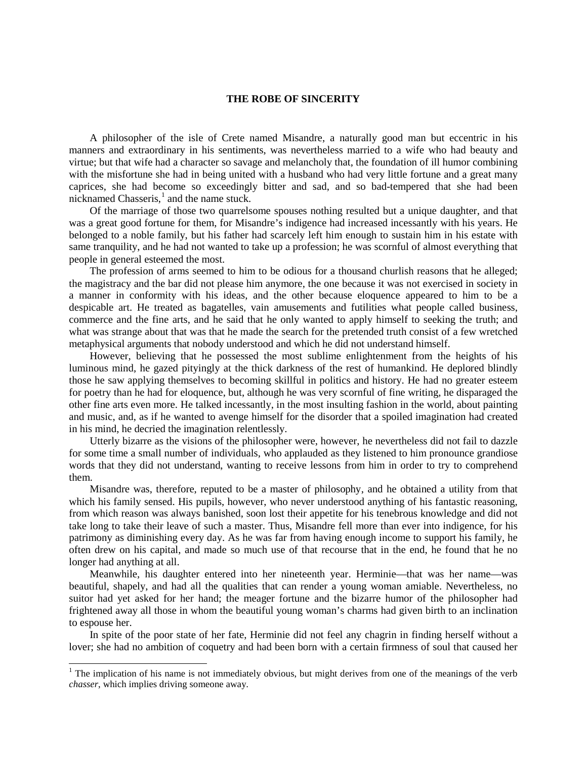## THE ROBE OF SINCERITY

A philosopher of the isle of Crete named Misandre, a naturally good man but eccentric in his manners and extraordinary in his sentiments, was nevertheless married to a wife who had beauty and virtue; but that wife had a character so savage and melancholy that, the foundation of ill humor combining with the misfortune she had in being united with a husband who had very little fortune and a great many caprices, she had become so exceedingly bitter and sad, and so bad-tempered that she had been nicknamed Chasseris,[1] and the name stuck.

Of the marriage of those two quarrelsome spouses nothing resulted but a unique daughter, and that was a great good fortune for them, for Misandre's indigence had increased incessantly with his years. He belonged to a noble family, but his father had scarcely left him enough to sustain him in his estate with same tranquility, and he had not wanted to take up a profession; he was scornful of almost everything that people in general esteemed the most.

The profession of arms seemed to him to be odious for a thousand churlish reasons that he alleged; the magistracy and the bar did not please him anymore, the one because it was not exercised in society in a manner in conformity with his ideas, and the other because eloquence appeared to him to be a despicable art. He treated as bagatelles, vain amusements and futilities what people called business, commerce and the fine arts, and he said that he only wanted to apply himself to seeking the truth; and what was strange about that was that he made the search for the pretended truth consist of a few wretched metaphysical arguments that nobody understood and which he did not understand himself.

However, believing that he possessed the most sublime enlightenment from the heights of his luminous mind, he gazed pityingly at the thick darkness of the rest of humankind. He deplored blindly those he saw applying themselves to becoming skillful in politics and history. He had no greater esteem for poetry than he had for eloquence, but, although he was very scornful of fine writing, he disparaged the other fine arts even more. He talked incessantly, in the most insulting fashion in the world, about painting and music, and, as if he wanted to avenge himself for the disorder that a spoiled imagination had created in his mind, he decried the imagination relentlessly.

Utterly bizarre as the visions of the philosopher were, however, he nevertheless did not fail to dazzle for some time a small number of individuals, who applauded as they listened to him pronounce grandiose words that they did not understand, wanting to receive lessons from him in order to try to comprehend them.

Misandre was, therefore, reputed to be a master of philosophy, and he obtained a utility from that which his family sensed. His pupils, however, who never understood anything of his fantastic reasoning, from which reason was always banished, soon lost their appetite for his tenebrous knowledge and did not take long to take their leave of such a master. Thus, Misandre fell more than ever into indigence, for his patrimony as diminishing every day. As he was far from having enough income to support his family, he often drew on his capital, and made so much use of that recourse that in the end, he found that he no longer had anything at all.

Meanwhile, his daughter entered into her nineteenth year. Herminie—that was her name—was beautiful, shapely, and had all the qualities that can render a young woman amiable. Nevertheless, no suitor had yet asked for her hand; the meager fortune and the bizarre humor of the philosopher had frightened away all those in whom the beautiful young woman's charms had given birth to an inclination to espouse her.

In spite of the poor state of her fate, Herminie did not feel any chagrin in finding herself without a lover; she had no ambition of coquetry and had been born with a certain firmness of soul that caused her

---

[1] The implication of his name is not immediately obvious, but might derives from one of the meanings of the verb *chasser*, which implies driving someone away.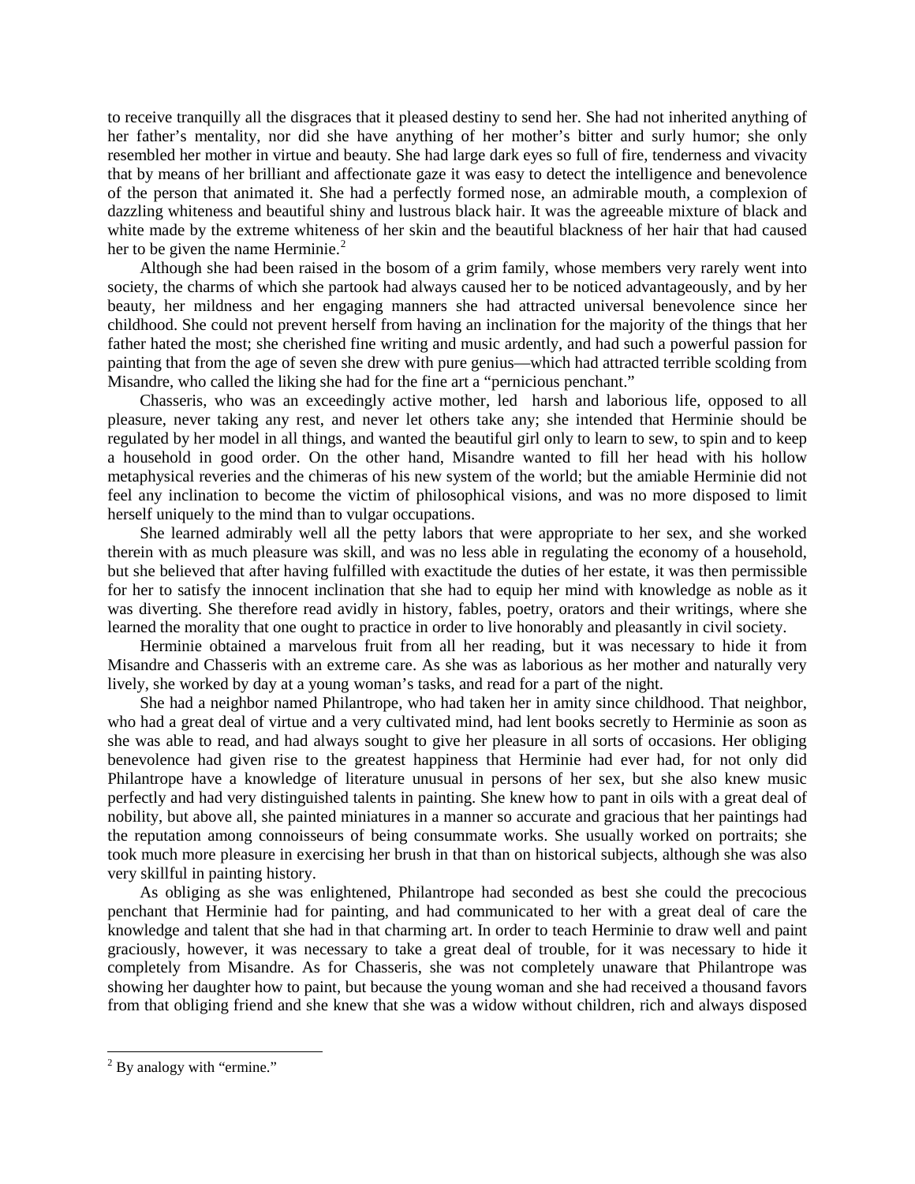to receive tranquilly all the disgraces that it pleased destiny to send her. She had not inherited anything of her father's mentality, nor did she have anything of her mother's bitter and surly humor; she only resembled her mother in virtue and beauty. She had large dark eyes so full of fire, tenderness and vivacity that by means of her brilliant and affectionate gaze it was easy to detect the intelligence and benevolence of the person that animated it. She had a perfectly formed nose, an admirable mouth, a complexion of dazzling whiteness and beautiful shiny and lustrous black hair. It was the agreeable mixture of black and white made by the extreme whiteness of her skin and the beautiful blackness of her hair that had caused her to be given the name Herminie.[2]

Although she had been raised in the bosom of a grim family, whose members very rarely went into society, the charms of which she partook had always caused her to be noticed advantageously, and by her beauty, her mildness and her engaging manners she had attracted universal benevolence since her childhood. She could not prevent herself from having an inclination for the majority of the things that her father hated the most; she cherished fine writing and music ardently, and had such a powerful passion for painting that from the age of seven she drew with pure genius—which had attracted terrible scolding from Misandre, who called the liking she had for the fine art a "pernicious penchant."

Chasseris, who was an exceedingly active mother, led harsh and laborious life, opposed to all pleasure, never taking any rest, and never let others take any; she intended that Herminie should be regulated by her model in all things, and wanted the beautiful girl only to learn to sew, to spin and to keep a household in good order. On the other hand, Misandre wanted to fill her head with his hollow metaphysical reveries and the chimeras of his new system of the world; but the amiable Herminie did not feel any inclination to become the victim of philosophical visions, and was no more disposed to limit herself uniquely to the mind than to vulgar occupations.

She learned admirably well all the petty labors that were appropriate to her sex, and she worked therein with as much pleasure was skill, and was no less able in regulating the economy of a household, but she believed that after having fulfilled with exactitude the duties of her estate, it was then permissible for her to satisfy the innocent inclination that she had to equip her mind with knowledge as noble as it was diverting. She therefore read avidly in history, fables, poetry, orators and their writings, where she learned the morality that one ought to practice in order to live honorably and pleasantly in civil society.

Herminie obtained a marvelous fruit from all her reading, but it was necessary to hide it from Misandre and Chasseris with an extreme care. As she was as laborious as her mother and naturally very lively, she worked by day at a young woman's tasks, and read for a part of the night.

She had a neighbor named Philantrope, who had taken her in amity since childhood. That neighbor, who had a great deal of virtue and a very cultivated mind, had lent books secretly to Herminie as soon as she was able to read, and had always sought to give her pleasure in all sorts of occasions. Her obliging benevolence had given rise to the greatest happiness that Herminie had ever had, for not only did Philantrope have a knowledge of literature unusual in persons of her sex, but she also knew music perfectly and had very distinguished talents in painting. She knew how to pant in oils with a great deal of nobility, but above all, she painted miniatures in a manner so accurate and gracious that her paintings had the reputation among connoisseurs of being consummate works. She usually worked on portraits; she took much more pleasure in exercising her brush in that than on historical subjects, although she was also very skillful in painting history.

As obliging as she was enlightened, Philantrope had seconded as best she could the precocious penchant that Herminie had for painting, and had communicated to her with a great deal of care the knowledge and talent that she had in that charming art. In order to teach Herminie to draw well and paint graciously, however, it was necessary to take a great deal of trouble, for it was necessary to hide it completely from Misandre. As for Chasseris, she was not completely unaware that Philantrope was showing her daughter how to paint, but because the young woman and she had received a thousand favors from that obliging friend and she knew that she was a widow without children, rich and always disposed

[2] By analogy with "ermine."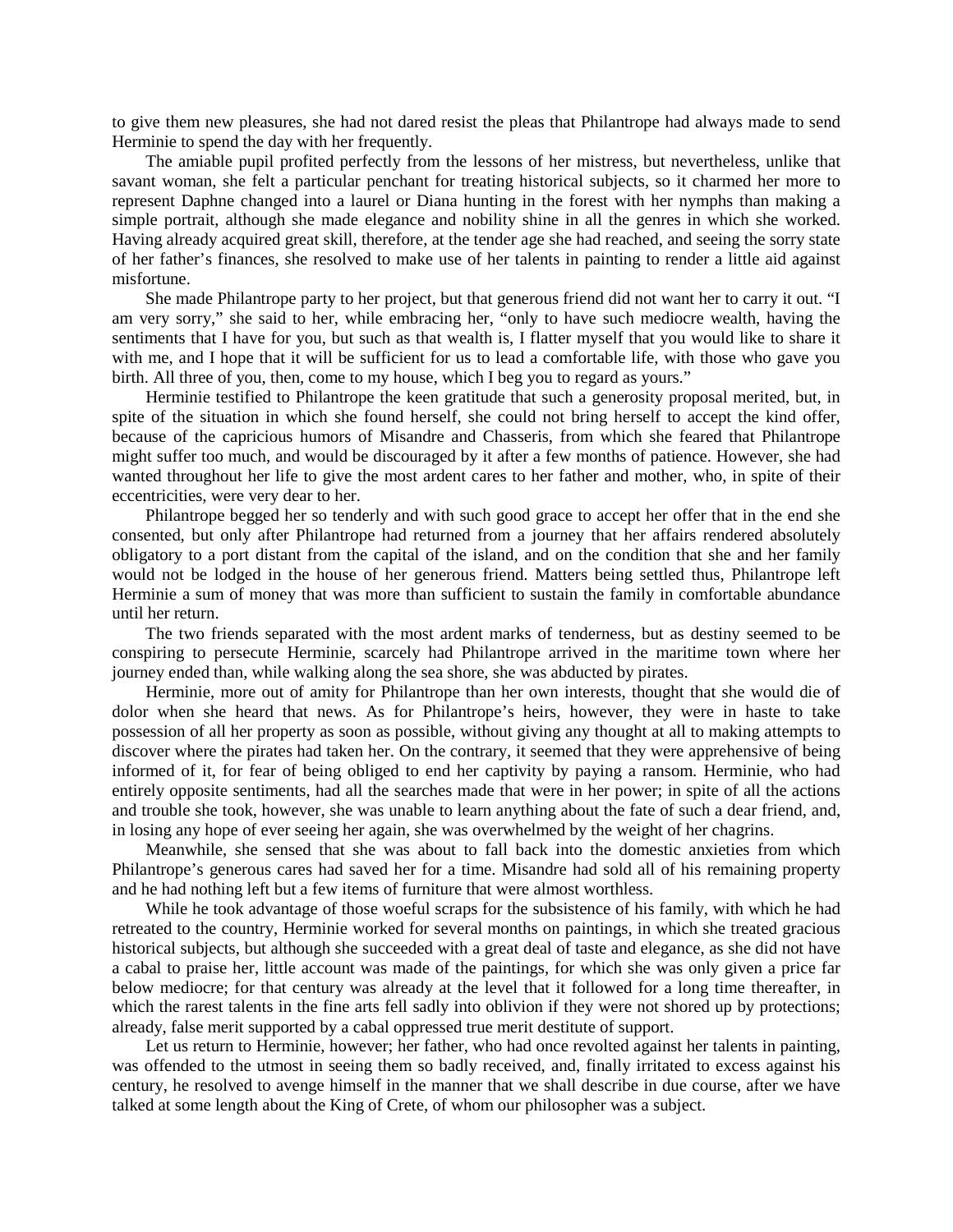to give them new pleasures, she had not dared resist the pleas that Philantrope had always made to send Herminie to spend the day with her frequently.

The amiable pupil profited perfectly from the lessons of her mistress, but nevertheless, unlike that savant woman, she felt a particular penchant for treating historical subjects, so it charmed her more to represent Daphne changed into a laurel or Diana hunting in the forest with her nymphs than making a simple portrait, although she made elegance and nobility shine in all the genres in which she worked. Having already acquired great skill, therefore, at the tender age she had reached, and seeing the sorry state of her father's finances, she resolved to make use of her talents in painting to render a little aid against misfortune.

She made Philantrope party to her project, but that generous friend did not want her to carry it out. "I am very sorry," she said to her, while embracing her, "only to have such mediocre wealth, having the sentiments that I have for you, but such as that wealth is, I flatter myself that you would like to share it with me, and I hope that it will be sufficient for us to lead a comfortable life, with those who gave you birth. All three of you, then, come to my house, which I beg you to regard as yours."

Herminie testified to Philantrope the keen gratitude that such a generosity proposal merited, but, in spite of the situation in which she found herself, she could not bring herself to accept the kind offer, because of the capricious humors of Misandre and Chasseris, from which she feared that Philantrope might suffer too much, and would be discouraged by it after a few months of patience. However, she had wanted throughout her life to give the most ardent cares to her father and mother, who, in spite of their eccentricities, were very dear to her.

Philantrope begged her so tenderly and with such good grace to accept her offer that in the end she consented, but only after Philantrope had returned from a journey that her affairs rendered absolutely obligatory to a port distant from the capital of the island, and on the condition that she and her family would not be lodged in the house of her generous friend. Matters being settled thus, Philantrope left Herminie a sum of money that was more than sufficient to sustain the family in comfortable abundance until her return.

The two friends separated with the most ardent marks of tenderness, but as destiny seemed to be conspiring to persecute Herminie, scarcely had Philantrope arrived in the maritime town where her journey ended than, while walking along the sea shore, she was abducted by pirates.

Herminie, more out of amity for Philantrope than her own interests, thought that she would die of dolor when she heard that news. As for Philantrope's heirs, however, they were in haste to take possession of all her property as soon as possible, without giving any thought at all to making attempts to discover where the pirates had taken her. On the contrary, it seemed that they were apprehensive of being informed of it, for fear of being obliged to end her captivity by paying a ransom. Herminie, who had entirely opposite sentiments, had all the searches made that were in her power; in spite of all the actions and trouble she took, however, she was unable to learn anything about the fate of such a dear friend, and, in losing any hope of ever seeing her again, she was overwhelmed by the weight of her chagrins.

Meanwhile, she sensed that she was about to fall back into the domestic anxieties from which Philantrope's generous cares had saved her for a time. Misandre had sold all of his remaining property and he had nothing left but a few items of furniture that were almost worthless.

While he took advantage of those woeful scraps for the subsistence of his family, with which he had retreated to the country, Herminie worked for several months on paintings, in which she treated gracious historical subjects, but although she succeeded with a great deal of taste and elegance, as she did not have a cabal to praise her, little account was made of the paintings, for which she was only given a price far below mediocre; for that century was already at the level that it followed for a long time thereafter, in which the rarest talents in the fine arts fell sadly into oblivion if they were not shored up by protections; already, false merit supported by a cabal oppressed true merit destitute of support.

Let us return to Herminie, however; her father, who had once revolted against her talents in painting, was offended to the utmost in seeing them so badly received, and, finally irritated to excess against his century, he resolved to avenge himself in the manner that we shall describe in due course, after we have talked at some length about the King of Crete, of whom our philosopher was a subject.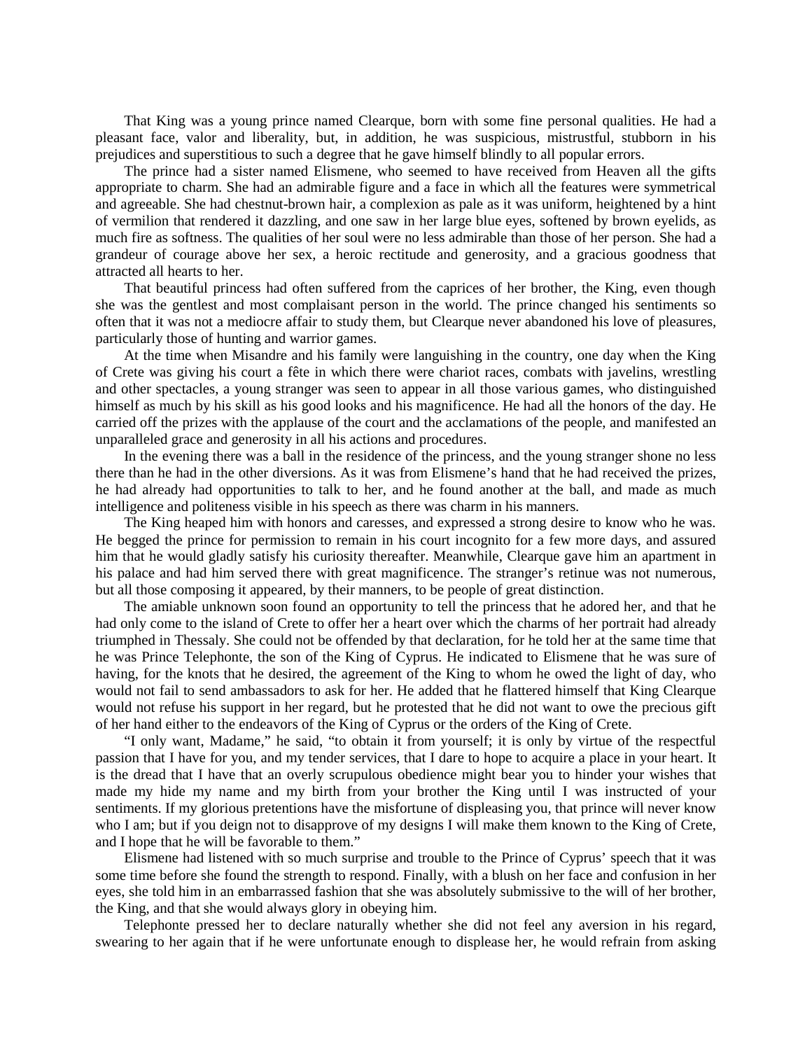That King was a young prince named Clearque, born with some fine personal qualities. He had a pleasant face, valor and liberality, but, in addition, he was suspicious, mistrustful, stubborn in his prejudices and superstitious to such a degree that he gave himself blindly to all popular errors.

The prince had a sister named Elismene, who seemed to have received from Heaven all the gifts appropriate to charm. She had an admirable figure and a face in which all the features were symmetrical and agreeable. She had chestnut-brown hair, a complexion as pale as it was uniform, heightened by a hint of vermilion that rendered it dazzling, and one saw in her large blue eyes, softened by brown eyelids, as much fire as softness. The qualities of her soul were no less admirable than those of her person. She had a grandeur of courage above her sex, a heroic rectitude and generosity, and a gracious goodness that attracted all hearts to her.

That beautiful princess had often suffered from the caprices of her brother, the King, even though she was the gentlest and most complaisant person in the world. The prince changed his sentiments so often that it was not a mediocre affair to study them, but Clearque never abandoned his love of pleasures, particularly those of hunting and warrior games.

At the time when Misandre and his family were languishing in the country, one day when the King of Crete was giving his court a fête in which there were chariot races, combats with javelins, wrestling and other spectacles, a young stranger was seen to appear in all those various games, who distinguished himself as much by his skill as his good looks and his magnificence. He had all the honors of the day. He carried off the prizes with the applause of the court and the acclamations of the people, and manifested an unparalleled grace and generosity in all his actions and procedures.

In the evening there was a ball in the residence of the princess, and the young stranger shone no less there than he had in the other diversions. As it was from Elismene's hand that he had received the prizes, he had already had opportunities to talk to her, and he found another at the ball, and made as much intelligence and politeness visible in his speech as there was charm in his manners.

The King heaped him with honors and caresses, and expressed a strong desire to know who he was. He begged the prince for permission to remain in his court incognito for a few more days, and assured him that he would gladly satisfy his curiosity thereafter. Meanwhile, Clearque gave him an apartment in his palace and had him served there with great magnificence. The stranger's retinue was not numerous, but all those composing it appeared, by their manners, to be people of great distinction.

The amiable unknown soon found an opportunity to tell the princess that he adored her, and that he had only come to the island of Crete to offer her a heart over which the charms of her portrait had already triumphed in Thessaly. She could not be offended by that declaration, for he told her at the same time that he was Prince Telephonte, the son of the King of Cyprus. He indicated to Elismene that he was sure of having, for the knots that he desired, the agreement of the King to whom he owed the light of day, who would not fail to send ambassadors to ask for her. He added that he flattered himself that King Clearque would not refuse his support in her regard, but he protested that he did not want to owe the precious gift of her hand either to the endeavors of the King of Cyprus or the orders of the King of Crete.

"I only want, Madame," he said, "to obtain it from yourself; it is only by virtue of the respectful passion that I have for you, and my tender services, that I dare to hope to acquire a place in your heart. It is the dread that I have that an overly scrupulous obedience might bear you to hinder your wishes that made my hide my name and my birth from your brother the King until I was instructed of your sentiments. If my glorious pretentions have the misfortune of displeasing you, that prince will never know who I am; but if you deign not to disapprove of my designs I will make them known to the King of Crete, and I hope that he will be favorable to them."

Elismene had listened with so much surprise and trouble to the Prince of Cyprus' speech that it was some time before she found the strength to respond. Finally, with a blush on her face and confusion in her eyes, she told him in an embarrassed fashion that she was absolutely submissive to the will of her brother, the King, and that she would always glory in obeying him.

Telephonte pressed her to declare naturally whether she did not feel any aversion in his regard, swearing to her again that if he were unfortunate enough to displease her, he would refrain from asking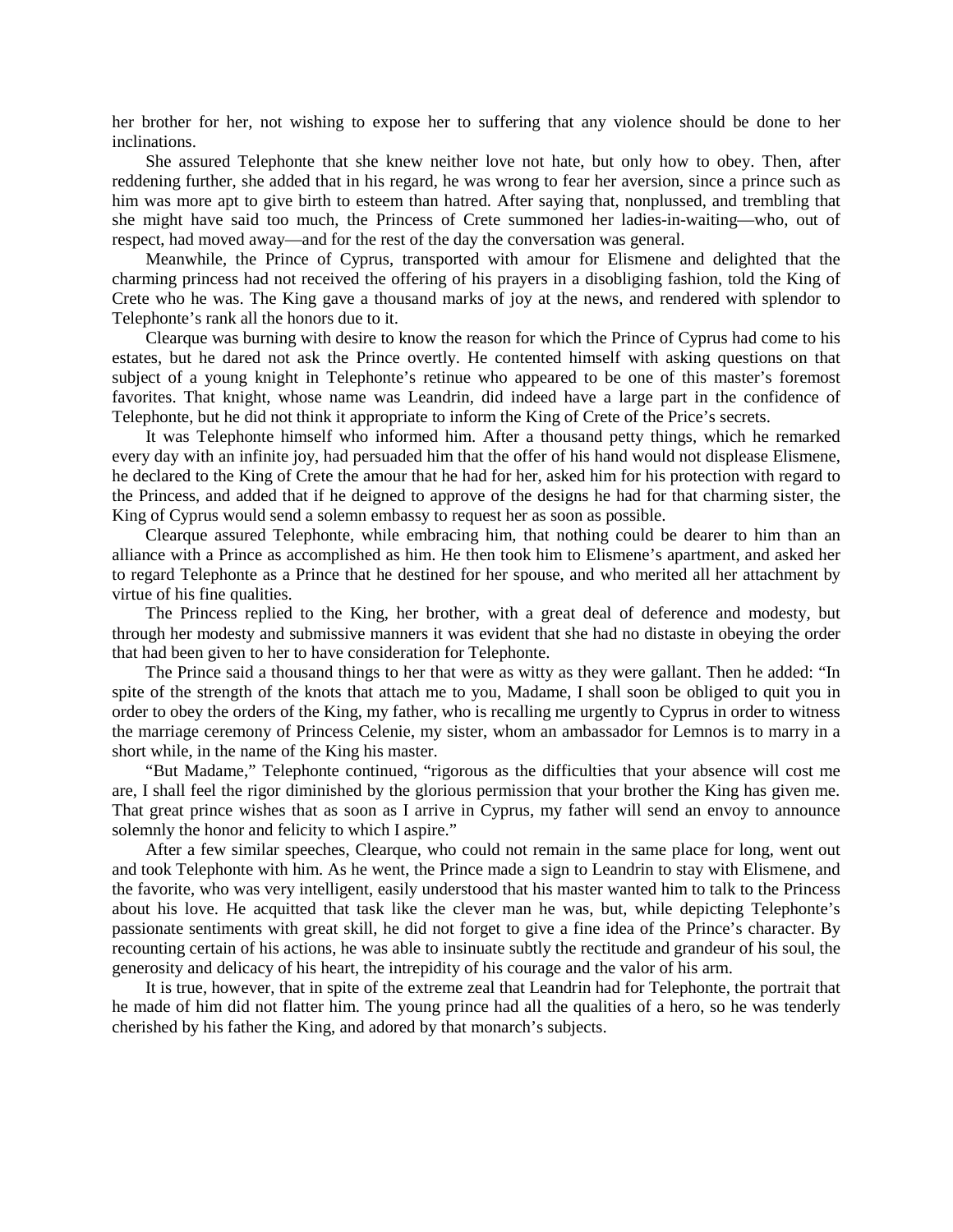her brother for her, not wishing to expose her to suffering that any violence should be done to her inclinations.

She assured Telephonte that she knew neither love not hate, but only how to obey. Then, after reddening further, she added that in his regard, he was wrong to fear her aversion, since a prince such as him was more apt to give birth to esteem than hatred. After saying that, nonplussed, and trembling that she might have said too much, the Princess of Crete summoned her ladies-in-waiting—who, out of respect, had moved away—and for the rest of the day the conversation was general.

Meanwhile, the Prince of Cyprus, transported with amour for Elismene and delighted that the charming princess had not received the offering of his prayers in a disobliging fashion, told the King of Crete who he was. The King gave a thousand marks of joy at the news, and rendered with splendor to Telephonte's rank all the honors due to it.

Clearque was burning with desire to know the reason for which the Prince of Cyprus had come to his estates, but he dared not ask the Prince overtly. He contented himself with asking questions on that subject of a young knight in Telephonte's retinue who appeared to be one of this master's foremost favorites. That knight, whose name was Leandrin, did indeed have a large part in the confidence of Telephonte, but he did not think it appropriate to inform the King of Crete of the Price's secrets.

It was Telephonte himself who informed him. After a thousand petty things, which he remarked every day with an infinite joy, had persuaded him that the offer of his hand would not displease Elismene, he declared to the King of Crete the amour that he had for her, asked him for his protection with regard to the Princess, and added that if he deigned to approve of the designs he had for that charming sister, the King of Cyprus would send a solemn embassy to request her as soon as possible.

Clearque assured Telephonte, while embracing him, that nothing could be dearer to him than an alliance with a Prince as accomplished as him. He then took him to Elismene's apartment, and asked her to regard Telephonte as a Prince that he destined for her spouse, and who merited all her attachment by virtue of his fine qualities.

The Princess replied to the King, her brother, with a great deal of deference and modesty, but through her modesty and submissive manners it was evident that she had no distaste in obeying the order that had been given to her to have consideration for Telephonte.

The Prince said a thousand things to her that were as witty as they were gallant. Then he added: "In spite of the strength of the knots that attach me to you, Madame, I shall soon be obliged to quit you in order to obey the orders of the King, my father, who is recalling me urgently to Cyprus in order to witness the marriage ceremony of Princess Celenie, my sister, whom an ambassador for Lemnos is to marry in a short while, in the name of the King his master.

"But Madame," Telephonte continued, "rigorous as the difficulties that your absence will cost me are, I shall feel the rigor diminished by the glorious permission that your brother the King has given me. That great prince wishes that as soon as I arrive in Cyprus, my father will send an envoy to announce solemnly the honor and felicity to which I aspire."

After a few similar speeches, Clearque, who could not remain in the same place for long, went out and took Telephonte with him. As he went, the Prince made a sign to Leandrin to stay with Elismene, and the favorite, who was very intelligent, easily understood that his master wanted him to talk to the Princess about his love. He acquitted that task like the clever man he was, but, while depicting Telephonte's passionate sentiments with great skill, he did not forget to give a fine idea of the Prince's character. By recounting certain of his actions, he was able to insinuate subtly the rectitude and grandeur of his soul, the generosity and delicacy of his heart, the intrepidity of his courage and the valor of his arm.

It is true, however, that in spite of the extreme zeal that Leandrin had for Telephonte, the portrait that he made of him did not flatter him. The young prince had all the qualities of a hero, so he was tenderly cherished by his father the King, and adored by that monarch's subjects.